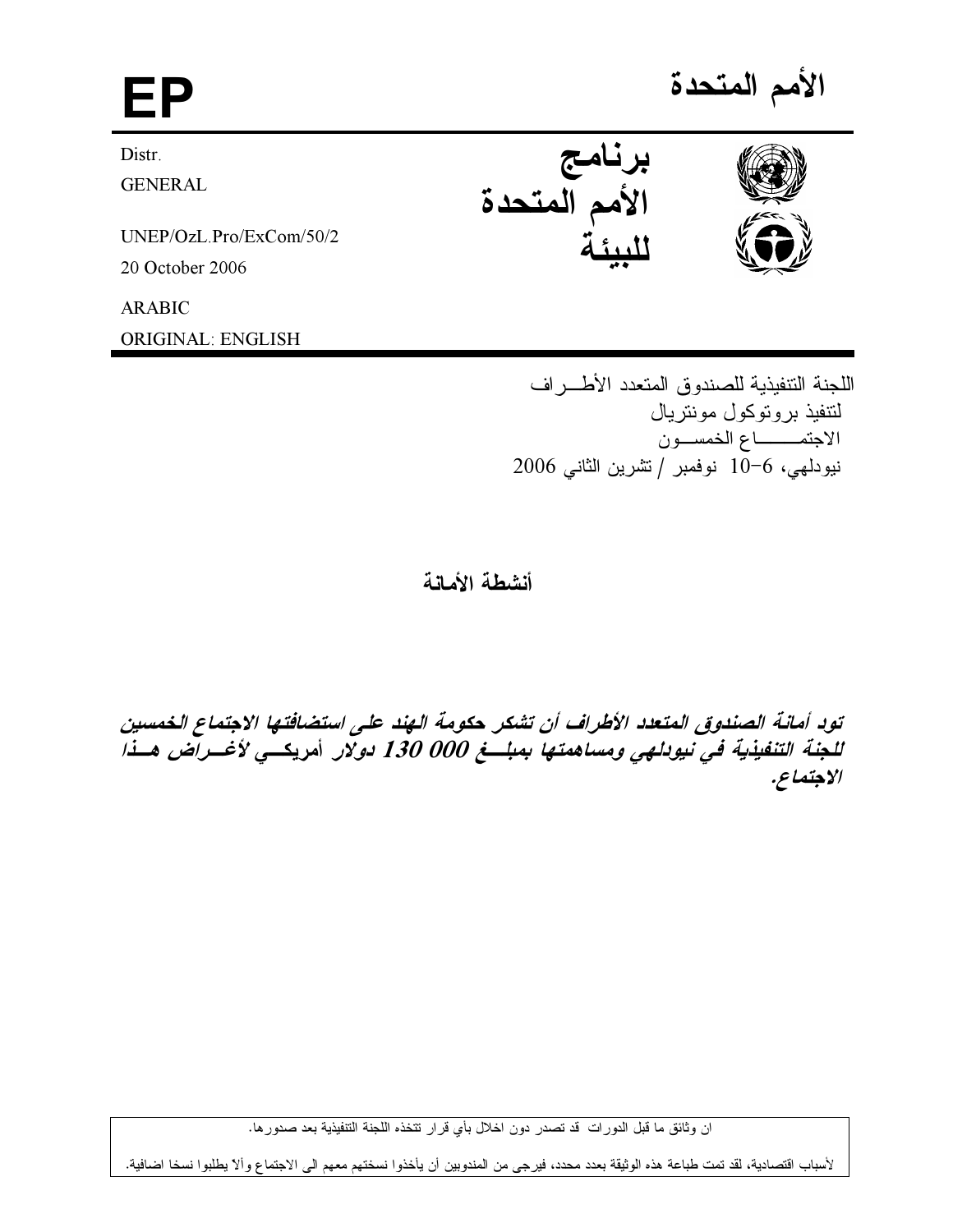EP

الأمم المتحدة

Distr.
GENERAL

UNEP/OzL.Pro/ExCom/50/2
20 October 2006

ARABIC
ORIGINAL: ENGLISH

**برنامج الأمم المتحدة للبيئة**

اللجنة التنفيذية للصندوق المتعدد الأطـراف
لتنفيذ بروتوكول مونتريال
الاجتمـــاع الخمســون
نيودلهي، 6-10 نوفمبر / تشرين الثاني 2006

## أنشطة الأمانة

***تود أمانة الصندوق المتعدد الأطراف أن تشكر حكومة الهند على استضافتها الاجتماع الخمسين للجنة التنفيذية في نيودلهي ومساهمتها بمبلـغ 000 130 دولار أمريكـي لأغـراض هـذا الاجتماع.***

ان وثائق ما قبل الدورات قد تصدر دون اخلال بأي قرار تتخذه اللجنة التنفيذية بعد صدورها.

لأسباب اقتصادية، لقد تمت طباعة هذه الوثيقة بعدد محدد، فيرجى من المندوبين أن يأخذوا نسختهم معهم الى الاجتماع وألاّ يطلبوا نسخا اضافية.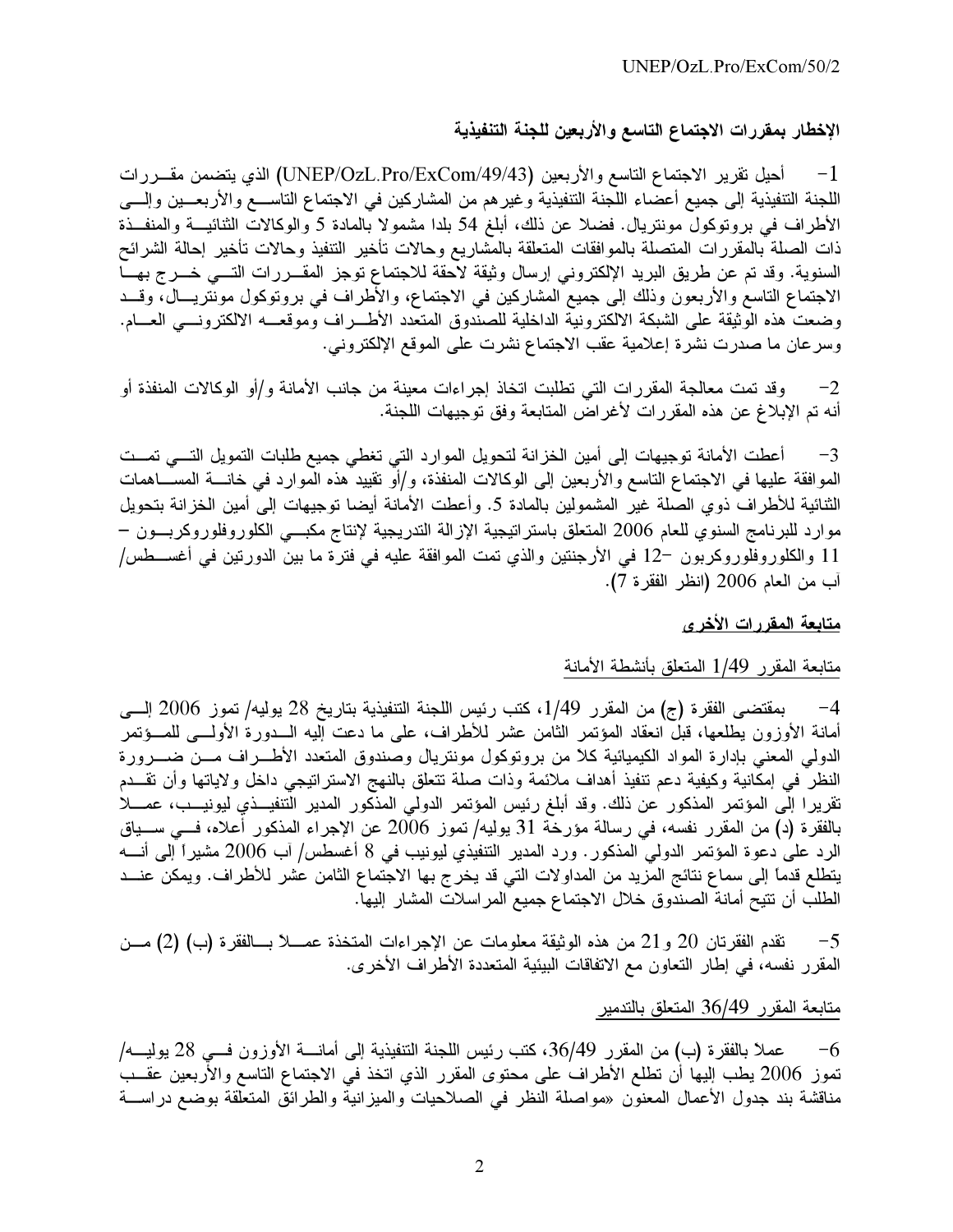**الإخطار بمقررات الاجتماع التاسع والأربعين للجنة التنفيذية**

1- أحيل تقرير الاجتماع التاسع والأربعين (UNEP/OzL.Pro/ExCom/49/43) الذي يتضمن مقررات اللجنة التنفيذية إلى جميع أعضاء اللجنة التنفيذية وغيرهم من المشاركين في الاجتماع التاسع والأربعين وإلى الأطراف في بروتوكول مونتريال. فضلا عن ذلك، أبلغ 54 بلدا مشمولا بالمادة 5 والوكالات الثنائية والمنفذة ذات الصلة بالمقررات المتصلة بالموافقات المتعلقة بالمشاريع وحالات تأخير التنفيذ وحالات تأخير إحالة الشرائح السنوية. وقد تم عن طريق البريد الإلكتروني إرسال وثيقة لاحقة للاجتماع توجز المقررات التي خرج بها الاجتماع التاسع والأربعون وذلك إلى جميع المشاركين في الاجتماع، والأطراف في بروتوكول مونتريال، وقد وضعت هذه الوثيقة على الشبكة الالكترونية الداخلية للصندوق المتعدد الأطراف وموقعه الالكتروني العام. وسرعان ما صدرت نشرة إعلامية عقب الاجتماع نشرت على الموقع الإلكتروني.

2- وقد تمت معالجة المقررات التي تطلبت اتخاذ إجراءات معينة من جانب الأمانة و/أو الوكالات المنفذة أو أنه تم الإبلاغ عن هذه المقررات لأغراض المتابعة وفق توجيهات اللجنة.

3- أعطت الأمانة توجيهات إلى أمين الخزانة لتحويل الموارد التي تغطي جميع طلبات التمويل التي تمت الموافقة عليها في الاجتماع التاسع والأربعين إلى الوكالات المنفذة، و/أو تقييد هذه الموارد في خانة المساهمات الثنائية للأطراف ذوي الصلة غير المشمولين بالمادة 5. وأعطت الأمانة أيضا توجيهات إلى أمين الخزانة بتحويل موارد للبرنامج السنوي للعام 2006 المتعلق باستراتيجية الإزالة التدريجية لإنتاج مكبي الكلوروفلوروكربون – 11 والكلوروفلوروكربون –12 في الأرجنتين والذي تمت الموافقة عليه في فترة ما بين الدورتين في أغسطس/آب من العام 2006 (انظر الفقرة 7).

__متابعة المقررات الأخرى__

متابعة المقرر 1/49 المتعلق بأنشطة الأمانة

4- بمقتضى الفقرة (ج) من المقرر 1/49، كتب رئيس اللجنة التنفيذية بتاريخ 28 يوليه/ تموز 2006 إلى أمانة الأوزون يطلعها، قبل انعقاد المؤتمر الثامن عشر للأطراف، على ما دعت إليه الدورة الأولى للمؤتمر الدولي المعني بإدارة المواد الكيميائية كلا من بروتوكول مونتريال وصندوق المتعدد الأطراف من ضرورة النظر في إمكانية وكيفية دعم تنفيذ أهداف ملائمة وذات صلة تتعلق بالنهج الاستراتيجي داخل ولاياتها وأن تقدم تقريرا إلى المؤتمر المذكور عن ذلك. وقد أبلغ رئيس المؤتمر الدولي المذكور المدير التنفيذي ليونيب، عملا بالفقرة (د) من المقرر نفسه، في رسالة مؤرخة 31 يوليه/ تموز 2006 عن الإجراء المذكور أعلاه، في سياق الرد على دعوة المؤتمر الدولي المذكور. ورد المدير التنفيذي ليونيب في 8 أغسطس/ آب 2006 مشيراً إلى أنه يتطلع قدماً إلى سماع نتائج المزيد من المداولات التي قد يخرج بها الاجتماع الثامن عشر للأطراف. ويمكن عند الطلب أن تتيح أمانة الصندوق خلال الاجتماع جميع المراسلات المشار إليها.

5- تقدم الفقرتان 20 و21 من هذه الوثيقة معلومات عن الإجراءات المتخذة عملا بالفقرة (ب) (2) من المقرر نفسه، في إطار التعاون مع الاتفاقات البيئية المتعددة الأطراف الأخرى.

متابعة المقرر 36/49 المتعلق بالتدمير

6- عملا بالفقرة (ب) من المقرر 36/49، كتب رئيس اللجنة التنفيذية إلى أمانة الأوزون في 28 يوليه/ تموز 2006 يطب إليها أن تطلع الأطراف على محتوى المقرر الذي اتخذ في الاجتماع التاسع والأربعين عقب مناقشة بند جدول الأعمال المعنون «مواصلة النظر في الصلاحيات والميزانية والطرائق المتعلقة بوضع دراسة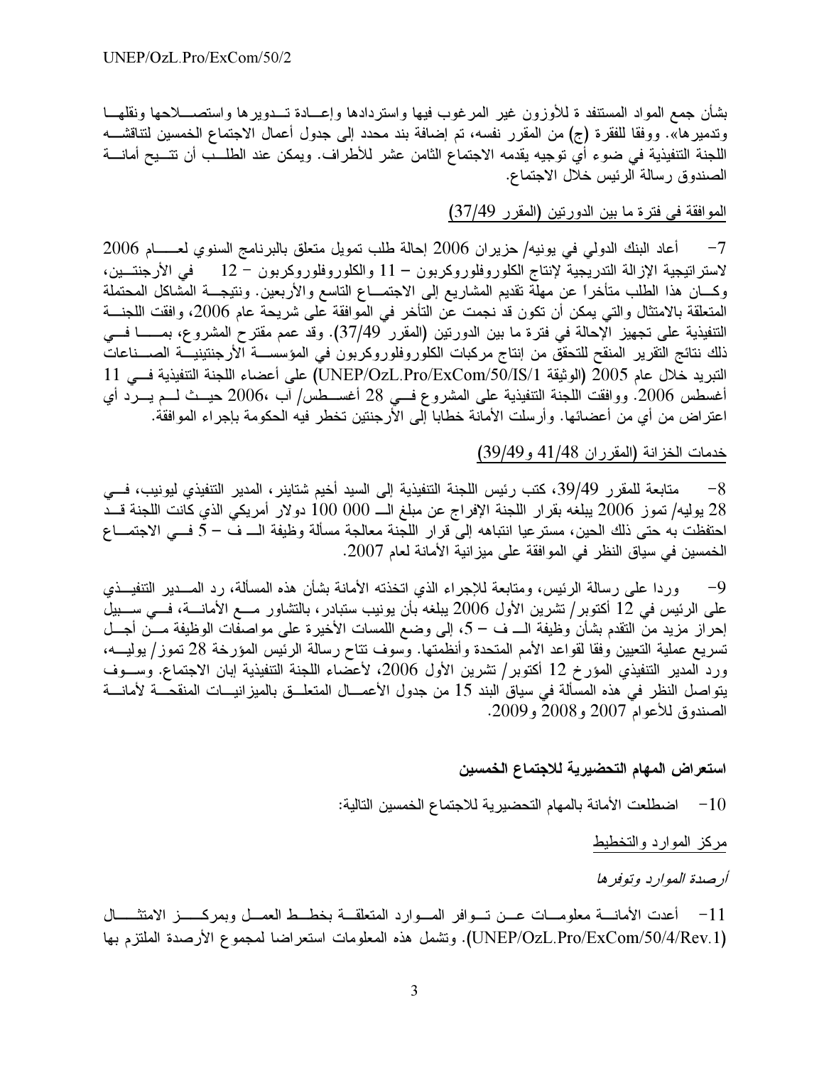بشأن جمع المواد المستنفدة للأوزون غير المرغوب فيها واستردادها وإعادة تدويرها واستصلاحها ونقلها وتدميرها». ووفقا للفقرة (ج) من المقرر نفسه، تم إضافة بند محدد إلى جدول أعمال الاجتماع الخمسين لتناقشه اللجنة التنفيذية في ضوء أي توجيه يقدمه الاجتماع الثامن عشر للأطراف. ويمكن عند الطلب أن تتيح أمانة الصندوق رسالة الرئيس خلال الاجتماع.

<u>الموافقة في فترة ما بين الدورتين (المقرر 37/49)</u>

7- أعاد البنك الدولي في يونيه/ حزيران 2006 إحالة طلب تمويل متعلق بالبرنامج السنوي لعام 2006 لاستراتيجية الإزالة التدريجية لإنتاج الكلوروفلوروكربون – 11 والكلوروفلوروكربون – 12 في الأرجنتين، وكان هذا الطلب متأخراً عن مهلة تقديم المشاريع إلى الاجتماع التاسع والأربعين. ونتيجة المشاكل المحتملة المتعلقة بالامتثال والتي يمكن أن تكون قد نجمت عن التأخر في الموافقة على شريحة عام 2006، وافقت اللجنة التنفيذية على تجهيز الإحالة في فترة ما بين الدورتين (المقرر 37/49). وقد عمم مقترح المشروع، بما في ذلك نتائج التقرير المنقح للتحقق من إنتاج مركبات الكلوروفلوروكربون في المؤسسة الأرجنتينية الصناعات التبريد خلال عام 2005 (الوثيقة UNEP/OzL.Pro/ExCom/50/IS/1) على أعضاء اللجنة التنفيذية في 11 أغسطس 2006. ووافقت اللجنة التنفيذية على المشروع في 28 أغسطس/ آب 2006، حيث لم يرد أي اعتراض من أي من أعضائها. وأرسلت الأمانة خطابا إلى الأرجنتين تخطر فيه الحكومة بإجراء الموافقة.

<u>خدمات الخزانة (المقرران 41/48 و39/49)</u>

8- متابعة للمقرر 39/49، كتب رئيس اللجنة التنفيذية إلى السيد أخيم شتاينر، المدير التنفيذي ليونيب، في 28 يوليه/ تموز 2006 يبلغه بقرار اللجنة الإفراج عن مبلغ الـ 000 100 دولار أمريكي الذي كانت اللجنة قد احتفظت به حتى ذلك الحين، مسترعيا انتباهه إلى قرار اللجنة معالجة مسألة وظيفة الـ ف – 5 في الاجتماع الخمسين في سياق النظر في الموافقة على ميزانية الأمانة لعام 2007.

9- وردا على رسالة الرئيس، ومتابعة للإجراء الذي اتخذته الأمانة بشأن هذه المسألة، رد المدير التنفيذي على الرئيس في 12 أكتوبر/ تشرين الأول 2006 يبلغه بأن يونيب ستبادر، بالتشاور مع الأمانة، في سبيل إحراز مزيد من التقدم بشأن وظيفة الـ ف – 5، إلى وضع اللمسات الأخيرة على مواصفات الوظيفة من أجل تسريع عملية التعيين وفقا لقواعد الأمم المتحدة وأنظمتها. وسوف تتاح رسالة الرئيس المؤرخة 28 تموز/ يوليه، ورد المدير التنفيذي المؤرخ 12 أكتوبر/ تشرين الأول 2006، لأعضاء اللجنة التنفيذية إبان الاجتماع. وسوف يتواصل النظر في هذه المسألة في سياق البند 15 من جدول الأعمال المتعلق بالميزانيات المنقحة لأمانة الصندوق للأعوام 2007 و2008 و2009.

**استعراض المهام التحضيرية للاجتماع الخمسين**

10- اضطلعت الأمانة بالمهام التحضيرية للاجتماع الخمسين التالية:

<u>مركز الموارد والتخطيط</u>

*أرصدة الموارد وتوفرها*

11- أعدت الأمانة معلومات عن توافر الموارد المتعلقة بخطط العمل وبمركز الامتثال (UNEP/OzL.Pro/ExCom/50/4/Rev.1). وتشمل هذه المعلومات استعراضا لمجموع الأرصدة الملتزم بها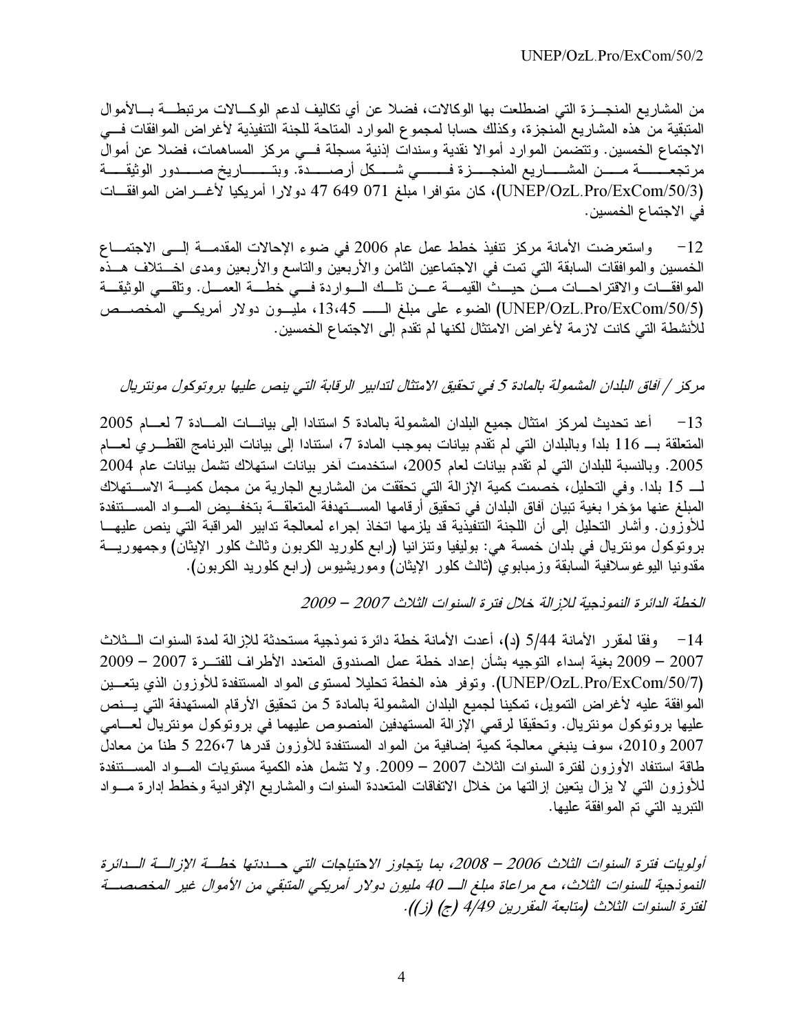من المشاريع المنجـزة التي اضطلعت بها الوكالات، فضلا عن أي تكاليف لدعم الوكـالات مرتبطـة بـالأموال المتبقية من هذه المشاريع المنجزة، وكذلك حسابا لمجموع الموارد المتاحة للجنة التنفيذية لأغراض الموافقات فـي الاجتماع الخمسين. وتتضمن الموارد أموالا نقدية وسندات إذنية مسجلة فـي مركز المساهمات، فضلا عن أموال مرتجعـة مـن المشـاريع المنجـزة فـي شـكل أرصـدة. وبتـاريخ صـدور الوثيقـة (UNEP/OzL.Pro/ExCom/50/3)، كان متوافرا مبلغ 071 649 47 دولارا أمريكيا لأغـراض الموافقـات في الاجتماع الخمسين.

12- واستعرضت الأمانة مركز تنفيذ خطط عمل عام 2006 في ضوء الإحالات المقدمـة إلـى الاجتمـاع الخمسين والموافقات السابقة التي تمت في الاجتماعين الثامن والأربعين والتاسع والأربعين ومدى اخـتلاف هـذه الموافقـات والاقتراحـات مـن حيـث القيمـة عـن تلـك الـواردة فـي خطـة العمـل. وتلقـي الوثيقـة (UNEP/OzL.Pro/ExCom/50/5) الضوء على مبلغ الـ 13،45 مليـون دولار أمريكـي المخصـص للأنشطة التي كانت لازمة لأغراض الامتثال لكنها لم تقدم إلى الاجتماع الخمسين.

*مركز / آفاق البلدان المشمولة بالمادة 5 في تحقيق الامتثال لتدابير الرقابة التي ينص عليها بروتوكول مونتريال*

13- أعد تحديث لمركز امتثال جميع البلدان المشمولة بالمادة 5 استنادا إلى بيانـات المـادة 7 لعـام 2005 المتعلقة بـ 116 بلداً وبالبلدان التي لم تقدم بيانات بموجب المادة 7، استنادا إلى بيانات البرنامج القطـري لعـام 2005. وبالنسبة للبلدان التي لم تقدم بيانات لعام 2005، استخدمت آخر بيانات استهلاك تشمل بيانات عام 2004 لـ 15 بلدا. وفي التحليل، خصمت كمية الإزالة التي تحققت من المشاريع الجارية من مجمل كميـة الاسـتهلاك المبلغ عنها مؤخرا بغية تبيان آفاق البلدان في تحقيق أرقامها المسـتهدفة المتعلقـة بتخفـيض المـواد المسـتنفدة للأوزون. وأشار التحليل إلى أن اللجنة التنفيذية قد يلزمها اتخاذ إجراء لمعالجة تدابير المراقبة التي ينص عليهـا بروتوكول مونتريال في بلدان خمسة هي: بوليفيا وتنزانيا (رابع كلوريد الكربون وثالث كلور الإيثان) وجمهوريـة مقدونيا اليوغوسلافية السابقة وزمبابوي (ثالث كلور الإيثان) وموريشيوس (رابع كلوريد الكربون).

*الخطة الدائرة النموذجية للإزالة خلال فترة السنوات الثلاث 2007 – 2009*

14- وفقا لمقرر الأمانة 5/44 (د)، أعدت الأمانة خطة دائرة نموذجية مستحدثة للإزالة لمدة السنوات الـثلاث 2007 – 2009 بغية إسداء التوجيه بشأن إعداد خطة عمل الصندوق المتعدد الأطراف للفتـرة 2007 – 2009 (UNEP/OzL.Pro/ExCom/50/7). وتوفر هذه الخطة تحليلا لمستوى المواد المستنفدة للأوزون الذي يتعـين الموافقة عليه لأغراض التمويل، تمكينا لجميع البلدان المشمولة بالمادة 5 من تحقيق الأرقام المستهدفة التي يـنص عليها بروتوكول مونتريال. وتحقيقا لرقمي الإزالة المستهدفين المنصوص عليهما في بروتوكول مونتريال لعـامي 2007 و2010، سوف ينبغي معالجة كمية إضافية من المواد المستنفدة للأوزون قدرها 226،7 5 طناً من معادل طاقة استنفاد الأوزون لفترة السنوات الثلاث 2007 – 2009. ولا تشمل هذه الكمية مستويات المـواد المسـتنفدة للأوزون التي لا يزال يتعين إزالتها من خلال الاتفاقات المتعددة السنوات والمشاريع الإفرادية وخطط إدارة مـواد التبريد التي تم الموافقة عليها.

*أولويات فترة السنوات الثلاث 2006 – 2008، بما يتجاوز الاحتياجات التي حـددتها خطـة الإزالـة الـدائرة النموذجية للسنوات الثلاث، مع مراعاة مبلغ الـ 40 مليون دولار أمريكي المتبقي من الأموال غير المخصصـة لفترة السنوات الثلاث (متابعة المقررين 4/49 (ج) (ز)).*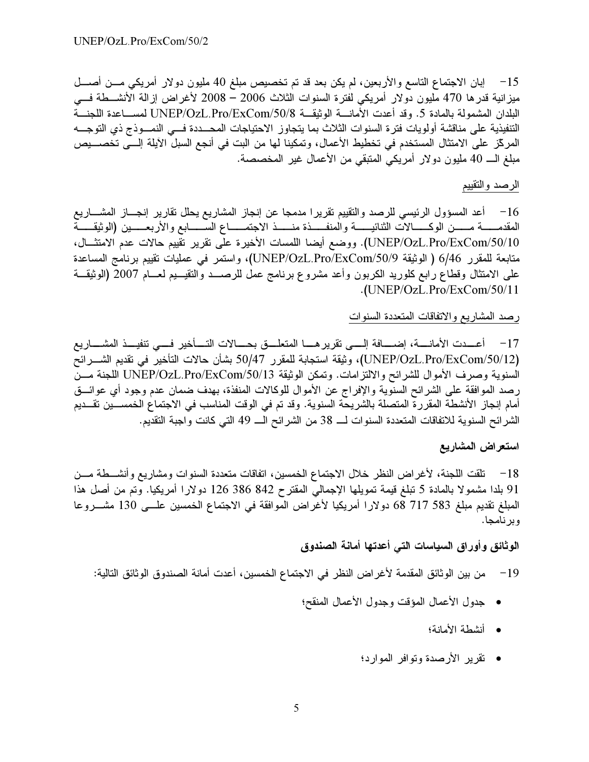15- إبان الاجتماع التاسع والأربعين، لم يكن بعد قد تم تخصيص مبلغ 40 مليون دولار أمريكي من أصل ميزانية قدرها 470 مليون دولار أمريكي لفترة السنوات الثلاث 2006 – 2008 لأغراض إزالة الأنشطة في البلدان المشمولة بالمادة 5. وقد أعدت الأمانة الوثيقة UNEP/OzL.Pro/ExCom/50/8 لمساعدة اللجنة التنفيذية على مناقشة أولويات فترة السنوات الثلاث بما يتجاوز الاحتياجات المحددة في النموذج ذي التوجه المركز على الامتثال المستخدم في تخطيط الأعمال، وتمكينا لها من البت في أنجع السبل الآيلة إلى تخصيص مبلغ الـ 40 مليون دولار أمريكي المتبقي من الأعمال غير المخصصة.

<u>الرصد والتقييم</u>

16- أعد المسؤول الرئيسي للرصد والتقييم تقريرا مدمجا عن إنجاز المشاريع يحل محل تقارير إنجاز المشاريع المقدمة من الوكالات الثنائية والمنفذة منذ الاجتماع السابع والأربعين (الوثيقة UNEP/OzL.Pro/ExCom/50/10). ووضع أيضا اللمسات الأخيرة على تقرير تقييم حالات عدم الامتثال، متابعة للمقرر 6/46 ( الوثيقة UNEP/OzL.Pro/ExCom/50/9)، واستمر في عمليات تقييم برنامج المساعدة على الامتثال وقطاع رابع كلوريد الكربون وأعد مشروع برنامج عمل للرصد والتقييم لعام 2007 (الوثيقة UNEP/OzL.Pro/ExCom/50/11).

<u>رصد المشاريع والاتفاقات المتعددة السنوات</u>

17- أعدت الأمانة، إضافة إلى تقريرها المتعلق بحالات التأخير في تنفيذ المشاريع (UNEP/OzL.Pro/ExCom/50/12)، وثيقة استجابة للمقرر 50/47 بشأن حالات التأخير في تقديم الشرائح السنوية وصرف الأموال للشرائح والالتزامات. وتمكن الوثيقة UNEP/OzL.Pro/ExCom/50/13 اللجنة من رصد الموافقة على الشرائح السنوية والإفراج عن الأموال للوكالات المنفذة، بهدف ضمان عدم وجود أي عوائق أمام إنجاز الأنشطة المقررة المتصلة بالشريحة السنوية. وقد تم في الوقت المناسب في الاجتماع الخمسين تقديم الشرائح السنوية للاتفاقات المتعددة السنوات لـ 38 من الشرائح الـ 49 التي كانت واجبة التقديم.

**استعراض المشاريع**

18- تلقت اللجنة، لأغراض النظر خلال الاجتماع الخمسين، اتفاقات متعددة السنوات ومشاريع وأنشطة من 91 بلدا مشمولا بالمادة 5 تبلغ قيمة تمويلها الإجمالي المقترح 842 386 126 دولارا أمريكيا. وتم من أصل هذا المبلغ تقديم مبلغ 583 717 68 دولارا أمريكيا لأغراض الموافقة في الاجتماع الخمسين على 130 مشروعا وبرنامجا.

**الوثائق وأوراق السياسات التي أعدتها أمانة الصندوق**

19- من بين الوثائق المقدمة لأغراض النظر في الاجتماع الخمسين، أعدت أمانة الصندوق الوثائق التالية:

- جدول الأعمال المؤقت وجدول الأعمال المنقح؛
- أنشطة الأمانة؛
- تقرير الأرصدة وتوافر الموارد؛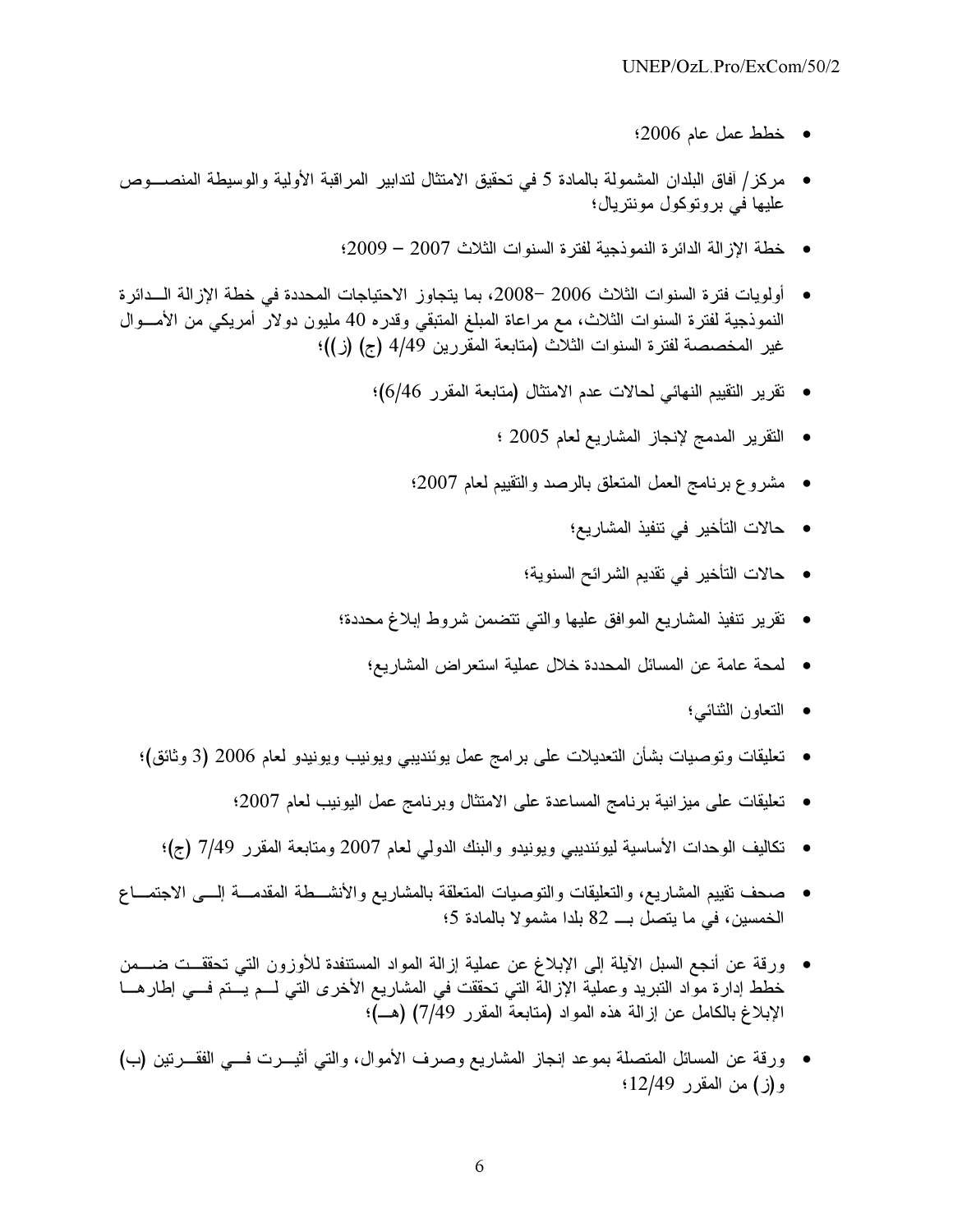- خطط عمل عام 2006؛
- مركز/ آفاق البلدان المشمولة بالمادة 5 في تحقيق الامتثال لتدابير المراقبة الأولية والوسيطة المنصوص عليها في بروتوكول مونتريال؛
- خطة الإزالة الدائرة النموذجية لفترة السنوات الثلاث 2007 – 2009؛
- أولويات فترة السنوات الثلاث 2006 –2008، بما يتجاوز الاحتياجات المحددة في خطة الإزالة الدائرة النموذجية لفترة السنوات الثلاث، مع مراعاة المبلغ المتبقي وقدره 40 مليون دولار أمريكي من الأموال غير المخصصة لفترة السنوات الثلاث (متابعة المقررين 4/49 (ج) (ز))؛
- تقرير التقييم النهائي لحالات عدم الامتثال (متابعة المقرر 6/46)؛
- التقرير المدمج لإنجاز المشاريع لعام 2005 ؛
- مشروع برنامج العمل المتعلق بالرصد والتقييم لعام 2007؛
- حالات التأخير في تنفيذ المشاريع؛
- حالات التأخير في تقديم الشرائح السنوية؛
- تقرير تنفيذ المشاريع الموافق عليها والتي تتضمن شروط إبلاغ محددة؛
- لمحة عامة عن المسائل المحددة خلال عملية استعراض المشاريع؛
- التعاون الثنائي؛
- تعليقات وتوصيات بشأن التعديلات على برامج عمل يوئنديبي ويونيب ويونيدو لعام 2006 (3 وثائق)؛
- تعليقات على ميزانية برنامج المساعدة على الامتثال وبرنامج عمل اليونيب لعام 2007؛
- تكاليف الوحدات الأساسية ليوئنديبي ويونيدو والبنك الدولي لعام 2007 ومتابعة المقرر 7/49 (ج)؛
- صحف تقييم المشاريع، والتعليقات والتوصيات المتعلقة بالمشاريع والأنشطة المقدمة إلى الاجتماع الخمسين، في ما يتصل بـــ 82 بلدا مشمولا بالمادة 5؛
- ورقة عن أنجع السبل الآيلة إلى الإبلاغ عن عملية إزالة المواد المستنفدة للأوزون التي تحققت ضمن خطط إدارة مواد التبريد وعملية الإزالة التي تحققت في المشاريع الأخرى التي لم يتم في إطارها الإبلاغ بالكامل عن إزالة هذه المواد (متابعة المقرر 7/49) (هـ)؛
- ورقة عن المسائل المتصلة بموعد إنجاز المشاريع وصرف الأموال، والتي أثيرت في الفقرتين (ب) و(ز) من المقرر 12/49؛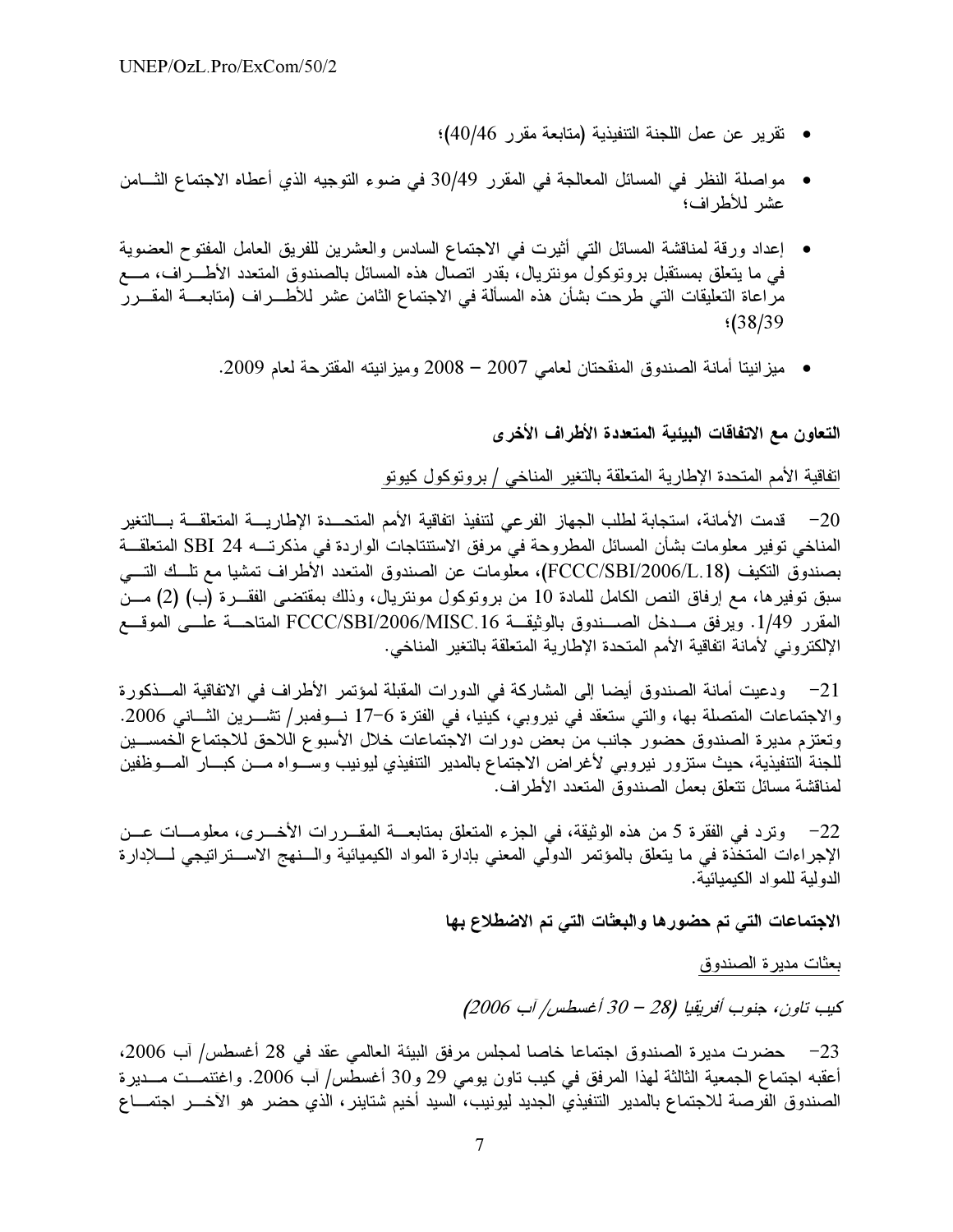- تقرير عن عمل اللجنة التنفيذية (متابعة مقرر 40/46)؛

- مواصلة النظر في المسائل المعالجة في المقرر 30/49 في ضوء التوجيه الذي أعطاه الاجتماع الثامن عشر للأطراف؛

- إعداد ورقة لمناقشة المسائل التي أثيرت في الاجتماع السادس والعشرين للفريق العامل المفتوح العضوية في ما يتعلق بمستقبل بروتوكول مونتريال، بقدر اتصال هذه المسائل بالصندوق المتعدد الأطراف، مع مراعاة التعليقات التي طرحت بشأن هذه المسألة في الاجتماع الثامن عشر للأطراف (متابعة المقرر 38/39)؛

- ميزانيتا أمانة الصندوق المنقحتان لعامي 2007 – 2008 وميزانيته المقترحة لعام 2009.

**التعاون مع الاتفاقات البيئية المتعددة الأطراف الأخرى**

اتفاقية الأمم المتحدة الإطارية المتعلقة بالتغير المناخي / بروتوكول كيوتو

20- قدمت الأمانة، استجابة لطلب الجهاز الفرعي لتنفيذ اتفاقية الأمم المتحدة الإطارية المتعلقة بالتغير المناخي توفير معلومات بشأن المسائل المطروحة في مرفق الاستنتاجات الواردة في مذكرته SBI 24 المتعلقة بصندوق التكيف (FCCC/SBI/2006/L.18)، معلومات عن الصندوق المتعدد الأطراف تمشيا مع تلك التي سبق توفيرها، مع إرفاق النص الكامل للمادة 10 من بروتوكول مونتريال، وذلك بمقتضى الفقرة (ب) (2) من المقرر 1/49. ويرفق مدخل الصندوق بالوثيقة FCCC/SBI/2006/MISC.16 المتاحة على الموقع الإلكتروني لأمانة اتفاقية الأمم المتحدة الإطارية المتعلقة بالتغير المناخي.

21- ودعيت أمانة الصندوق أيضا إلى المشاركة في الدورات المقبلة لمؤتمر الأطراف في الاتفاقية المذكورة والاجتماعات المتصلة بها، والتي ستعقد في نيروبي، كينيا، في الفترة 6–17 نوفمبر/ تشرين الثاني 2006. وتعتزم مديرة الصندوق حضور جانب من بعض دورات الاجتماعات خلال الأسبوع اللاحق للاجتماع الخمسين للجنة التنفيذية، حيث ستزور نيروبي لأغراض الاجتماع بالمدير التنفيذي ليونيب وسواه من كبار الموظفين لمناقشة مسائل تتعلق بعمل الصندوق المتعدد الأطراف.

22- وترد في الفقرة 5 من هذه الوثيقة، في الجزء المتعلق بمتابعة المقررات الأخرى، معلومات عن الإجراءات المتخذة في ما يتعلق بالمؤتمر الدولي المعني بإدارة المواد الكيميائية والنهج الاستراتيجي للإدارة الدولية للمواد الكيميائية.

**الاجتماعات التي تم حضورها والبعثات التي تم الاضطلاع بها**

بعثات مديرة الصندوق

*كيب تاون، جنوب أفريقيا (28 – 30 أغسطس/ آب 2006)*

23- حضرت مديرة الصندوق اجتماعا خاصا لمجلس مرفق البيئة العالمي عقد في 28 أغسطس/ آب 2006، أعقبه اجتماع الجمعية الثالثة لهذا المرفق في كيب تاون يومي 29 و30 أغسطس/ آب 2006. واغتنمت مديرة الصندوق الفرصة للاجتماع بالمدير التنفيذي الجديد ليونيب، السيد أخيم شتاينر، الذي حضر هو الاخر اجتماع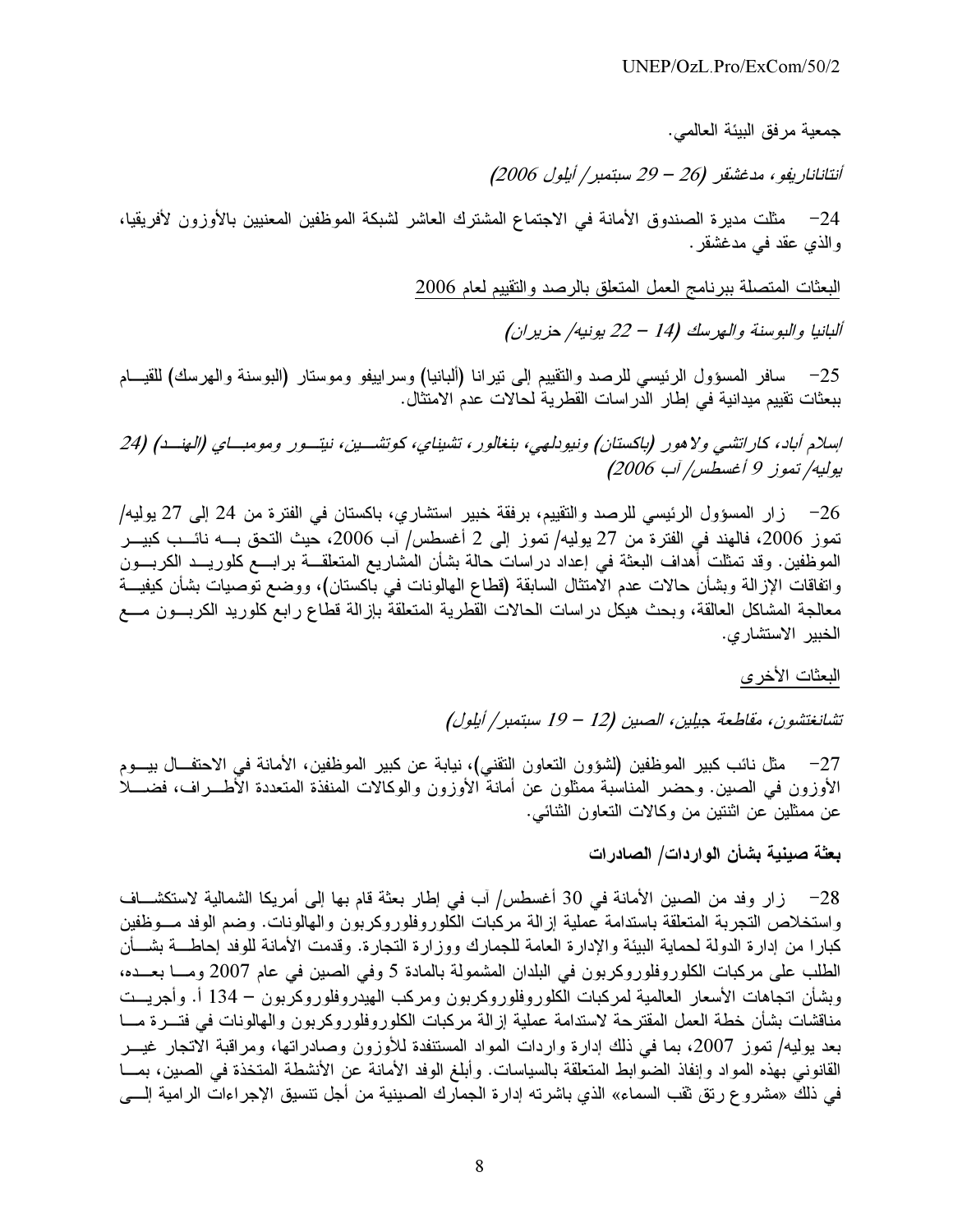جمعية مرفق البيئة العالمي.

*أنتاناناريفو، مدغشقر (26 – 29 سبتمبر/ أيلول 2006)*

24- مثلت مديرة الصندوق الأمانة في الاجتماع المشترك العاشر لشبكة الموظفين المعنيين بالأوزون لأفريقيا، والذي عقد في مدغشقر.

البعثات المتصلة ببرنامج العمل المتعلق بالرصد والتقييم لعام 2006

*ألبانيا والبوسنة والهرسك (14 – 22 يونيه/ حزيران)*

25- سافر المسؤول الرئيسي للرصد والتقييم إلى تيرانا (ألبانيا) وسراييفو وموستار (البوسنة والهرسك) للقيام ببعثات تقييم ميدانية في إطار الدراسات القطرية لحالات عدم الامتثال.

*إسلام أباد، كاراتشي ولاهور (باكستان) ونيودلهي، بنغالور، تشيناي، كوتشين، نيتور ومومباي (الهند) (24 يوليه/ تموز 9 أغسطس/ آب 2006)*

26- زار المسؤول الرئيسي للرصد والتقييم، برفقة خبير استشاري، باكستان في الفترة من 24 إلى 27 يوليه/ تموز 2006، فالهند في الفترة من 27 يوليه/ تموز إلى 2 أغسطس/ آب 2006، حيث التحق به نائب كبير الموظفين. وقد تمثلت أهداف البعثة في إعداد دراسات حالة بشأن المشاريع المتعلقة برابع كلوريد الكربون واتفاقات الإزالة وبشأن حالات عدم الامتثال السابقة (قطاع الهالونات في باكستان)، ووضع توصيات بشأن كيفية معالجة المشاكل العالقة، وبحث هيكل دراسات الحالات القطرية المتعلقة بإزالة قطاع رابع كلوريد الكربون مع الخبير الاستشاري.

البعثات الأخرى

*تشانغتشون، مقاطعة جيلين، الصين (12 – 19 سبتمبر/ أيلول)*

27- مثل نائب كبير الموظفين (لشؤون التعاون التقني)، نيابة عن كبير الموظفين، الأمانة في الاحتفال بيوم الأوزون في الصين. وحضر المناسبة ممثلون عن أمانة الأوزون والوكالات المنفذة المتعددة الأطراف، فضلا عن ممثلين عن اثنتين من وكالات التعاون الثنائي.

**بعثة صينية بشأن الواردات/ الصادرات**

28- زار وفد من الصين الأمانة في 30 أغسطس/ آب في إطار بعثة قام بها إلى أمريكا الشمالية لاستكشاف واستخلاص التجربة المتعلقة باستدامة عملية إزالة مركبات الكلوروفلوروكربون والهالونات. وضم الوفد موظفين كبارا من إدارة الدولة لحماية البيئة والإدارة العامة للجمارك ووزارة التجارة. وقدمت الأمانة للوفد إحاطة بشأن الطلب على مركبات الكلوروفلوروكربون في البلدان المشمولة بالمادة 5 وفي الصين في عام 2007 وما بعده، وبشأن اتجاهات الأسعار العالمية لمركبات الكلوروفلوروكربون ومركب الهيدروفلوروكربون – 134 أ. وأجريت مناقشات بشأن خطة العمل المقترحة لاستدامة عملية إزالة مركبات الكلوروفلوروكربون والهالونات في فترة ما بعد يوليه/ تموز 2007، بما في ذلك إدارة واردات المواد المستنفدة للأوزون وصادراتها، ومراقبة الاتجار غير القانوني بهذه المواد وإنفاذ الضوابط المتعلقة بالسياسات. وأبلغ الوفد الأمانة عن الأنشطة المتخذة في الصين، بما في ذلك «مشروع رتق ثقب السماء» الذي باشرته إدارة الجمارك الصينية من أجل تنسيق الإجراءات الرامية إلى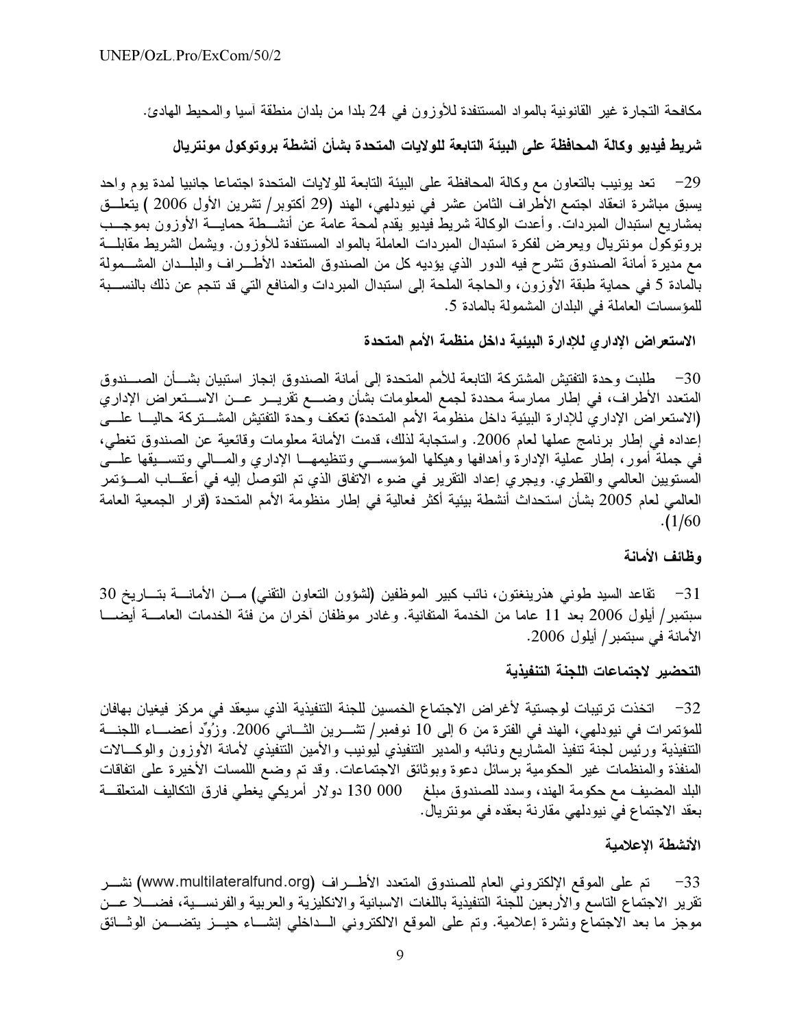مكافحة التجارة غير القانونية بالمواد المستنفدة للأوزون في 24 بلدا من بلدان منطقة آسيا والمحيط الهادئ.

**شريط فيديو وكالة المحافظة على البيئة التابعة للولايات المتحدة بشأن أنشطة بروتوكول مونتريال**

29- تعد يونيب بالتعاون مع وكالة المحافظة على البيئة التابعة للولايات المتحدة اجتماعا جانبيا لمدة يوم واحد يسبق مباشرة انعقاد اجتمع الأطراف الثامن عشر في نيودلهي، الهند (29 أكتوبر/ تشرين الأول 2006 ) يتعلق بمشاريع استبدال المبردات. وأعدت الوكالة شريط فيديو يقدم لمحة عامة عن أنشطة حماية الأوزون بموجب بروتوكول مونتريال ويعرض لفكرة استبدال المبردات العاملة بالمواد المستنفدة للأوزون. ويشمل الشريط مقابلة مع مديرة أمانة الصندوق تشرح فيه الدور الذي يؤديه كل من الصندوق المتعدد الأطراف والبلدان المشمولة بالمادة 5 في حماية طبقة الأوزون، والحاجة الملحة إلى استبدال المبردات والمنافع التي قد تنجم عن ذلك بالنسبة للمؤسسات العاملة في البلدان المشمولة بالمادة 5.

**الاستعراض الإداري للإدارة البيئية داخل منظمة الأمم المتحدة**

30- طلبت وحدة التفتيش المشتركة التابعة للأمم المتحدة إلى أمانة الصندوق إنجاز استبيان بشأن الصندوق المتعدد الأطراف، في إطار ممارسة محددة لجمع المعلومات بشأن وضع تقرير عن الاستعراض الإداري (الاستعراض الإداري للإدارة البيئية داخل منظومة الأمم المتحدة) تعكف وحدة التفتيش المشتركة حاليا على إعداده في إطار برنامج عملها لعام 2006. واستجابة لذلك، قدمت الأمانة معلومات وقائعية عن الصندوق تغطي، في جملة أمور، إطار عملية الإدارة وأهدافها وهيكلها المؤسسي وتنظيمها الإداري والمالي وتنسيقها على المستويين العالمي والقطري. ويجري إعداد التقرير في ضوء الاتفاق الذي تم التوصل إليه في أعقاب المؤتمر العالمي لعام 2005 بشأن استحداث أنشطة بيئية أكثر فعالية في إطار منظومة الأمم المتحدة (قرار الجمعية العامة 1/60).

**وظائف الأمانة**

31- تقاعد السيد طوني هذرينغتون، نائب كبير الموظفين (لشؤون التعاون التقني) من الأمانة بتاريخ 30 سبتمبر/ أيلول 2006 بعد 11 عاما من الخدمة المتفانية. وغادر موظفان آخران من فئة الخدمات العامة أيضا الأمانة في سبتمبر/ أيلول 2006.

**التحضير لاجتماعات اللجنة التنفيذية**

32- اتخذت ترتيبات لوجستية لأغراض الاجتماع الخمسين للجنة التنفيذية الذي سيعقد في مركز فيغيان بهافان للمؤتمرات في نيودلهي، الهند في الفترة من 6 إلى 10 نوفمبر/ تشرين الثاني 2006. وزُوِّد أعضاء اللجنة التنفيذية ورئيس لجنة تنفيذ المشاريع ونائبه والمدير التنفيذي ليونيب والأمين التنفيذي لأمانة الأوزون والوكالات المنفذة والمنظمات غير الحكومية برسائل دعوة وبوثائق الاجتماعات. وقد تم وضع اللمسات الأخيرة على اتفاقات البلد المضيف مع حكومة الهند، وسدد للصندوق مبلغ 000 130 دولار أمريكي يغطي فارق التكاليف المتعلقة بعقد الاجتماع في نيودلهي مقارنة بعقده في مونتريال.

**الأنشطة الإعلامية**

33- تم على الموقع الإلكتروني العام للصندوق المتعدد الأطراف (www.multilateralfund.org) نشر تقرير الاجتماع التاسع والأربعين للجنة التنفيذية باللغات الاسبانية والانكليزية والعربية والفرنسية، فضلا عن موجز ما بعد الاجتماع ونشرة إعلامية. وتم على الموقع الالكتروني الداخلي إنشاء حيز يتضمن الوثائق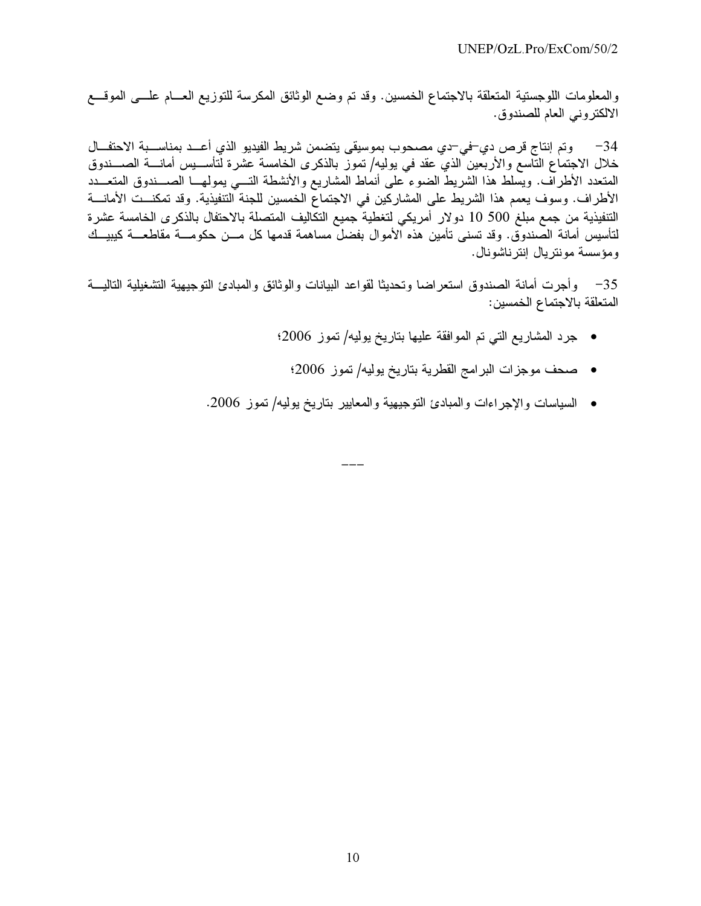والمعلومات اللوجستية المتعلقة بالاجتماع الخمسين. وقد تم وضع الوثائق المكرسة للتوزيع العام على الموقع الالكتروني العام للصندوق.

34- وتم إنتاج قرص دي-في-دي مصحوب بموسيقى يتضمن شريط الفيديو الذي أعد بمناسبة الاحتفال خلال الاجتماع التاسع والأربعين الذي عقد في يوليه/ تموز بالذكرى الخامسة عشرة لتأسيس أمانة الصندوق المتعدد الأطراف. ويسلط هذا الشريط الضوء على أنماط المشاريع والأنشطة التي يمولها الصندوق المتعدد الأطراف. وسوف يعمم هذا الشريط على المشاركين في الاجتماع الخمسين للجنة التنفيذية. وقد تمكنت الأمانة التنفيذية من جمع مبلغ 500 10 دولار أمريكي لتغطية جميع التكاليف المتصلة بالاحتفال بالذكرى الخامسة عشرة لتأسيس أمانة الصندوق. وقد تسنى تأمين هذه الأموال بفضل مساهمة قدمها كل من حكومة مقاطعة كيبيك ومؤسسة مونتريال إنترناشونال.

35- وأجرت أمانة الصندوق استعراضا وتحديثا لقواعد البيانات والوثائق والمبادئ التوجيهية التشغيلية التالية المتعلقة بالاجتماع الخمسين:

- جرد المشاريع التي تم الموافقة عليها بتاريخ يوليه/ تموز 2006؛
- صحف موجزات البرامج القطرية بتاريخ يوليه/ تموز 2006؛
- السياسات والإجراءات والمبادئ التوجيهية والمعايير بتاريخ يوليه/ تموز 2006.

---